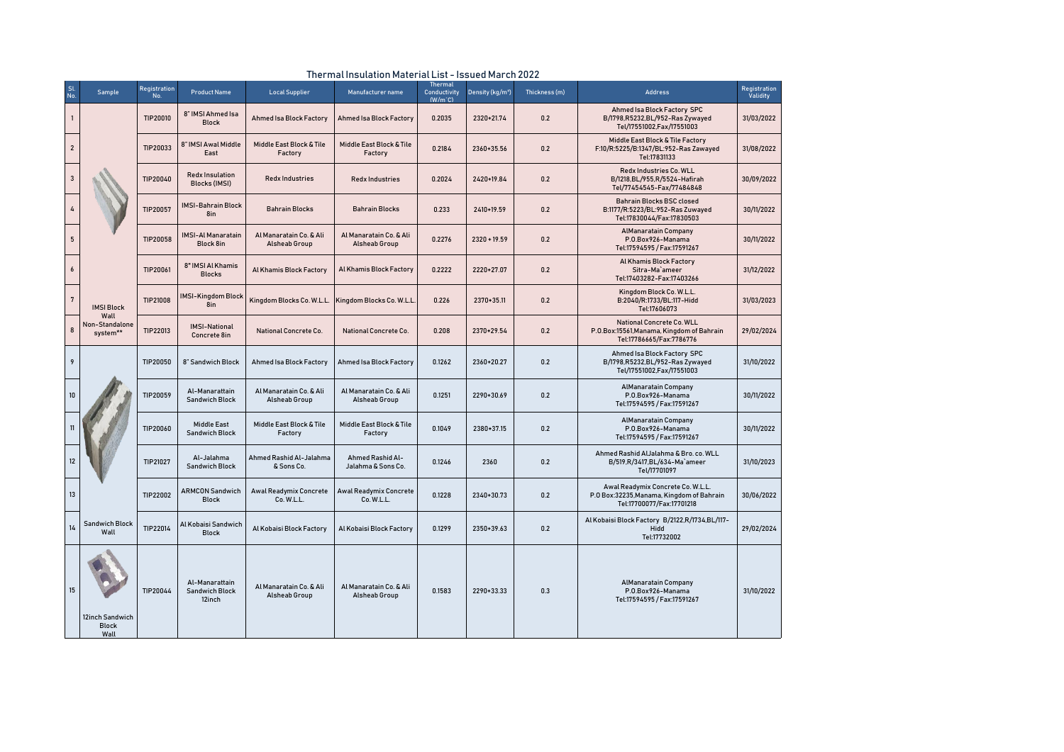# Thermal Insulation Material List - Issued March 2022

| Sl. No. | Sample | Registration No. | Product Name | Local Supplier | Manufacturer name | Thermal Conductivity (W/m°C) | Density (kg/m³) | Thickness (m) | Address | Registration Validity |
|---|---|---|---|---|---|---|---|---|---|---|
| 1 | IMSI Block Wall Non-Standalone system** | TIP20010 | 8" IMSI Ahmed Isa Block | Ahmed Isa Block Factory | Ahmed Isa Block Factory | 0.2035 | 2320+21.74 | 0.2 | Ahmed Isa Block Factory SPC B/1798,R5232,BL/952-Ras Zywayed Tel/17551002,Fax/17551003 | 31/03/2022 |
| 2 | | TIP20033 | 8" IMSI Awal Middle East | Middle East Block & Tile Factory | Middle East Block & Tile Factory | 0.2184 | 2360+35.56 | 0.2 | Middle East Block & Tile Factory F:10/R:5225/B:1347/BL:952-Ras Zawayed Tel:17831133 | 31/08/2022 |
| 3 | | TIP20040 | Redx Insulation Blocks (IMSI) | Redx Industries | Redx Industries | 0.2024 | 2420+19.84 | 0.2 | Redx Industries Co. WLL B/1218,BL/955,R/5524-Hafirah Tel/77454545-Fax/77484848 | 30/09/2022 |
| 4 | | TIP20057 | IMSI-Bahrain Block 8in | Bahrain Blocks | Bahrain Blocks | 0.233 | 2410+19.59 | 0.2 | Bahrain Blocks BSC closed B:1177/R:5223/BL:952-Ras Zuwayed Tel:17830044/Fax:17830503 | 30/11/2022 |
| 5 | | TIP20058 | IMSI-Al Manaratain Block 8in | Al Manaratain Co. & Ali Alsheab Group | Al Manaratain Co. & Ali Alsheab Group | 0.2276 | 2320 + 19.59 | 0.2 | AlManaratain Company P.O.Box926-Manama Tel:17594595 / Fax:17591267 | 30/11/2022 |
| 6 | | TIP20061 | 8" IMSI Al Khamis Blocks | Al Khamis Block Factory | Al Khamis Block Factory | 0.2222 | 2220+27.07 | 0.2 | Al Khamis Block Factory Sitra-Ma`ameer Tel:17403282-Fax:17403266 | 31/12/2022 |
| 7 | | TIP21008 | IMSI-Kingdom Block 8in | Kingdom Blocks Co. W.L.L. | Kingdom Blocks Co. W.L.L. | 0.226 | 2370+35.11 | 0.2 | Kingdom Block Co. W.L.L. B:2040/R:1733/BL:117-Hidd Tel:17606073 | 31/03/2023 |
| 8 | | TIP22013 | IMSI-National Concrete 8in | National Concrete Co. | National Concrete Co. | 0.208 | 2370+29.54 | 0.2 | National Concrete Co. WLL P.O.Box:15561,Manama, Kingdom of Bahrain Tel:17786665/Fax:7786776 | 29/02/2024 |
| 9 | Sandwich Block Wall | TIP20050 | 8" Sandwich Block | Ahmed Isa Block Factory | Ahmed Isa Block Factory | 0.1262 | 2360+20.27 | 0.2 | Ahmed Isa Block Factory SPC B/1798,R5232,BL/952-Ras Zywayed Tel/17551002,Fax/17551003 | 31/10/2022 |
| 10 | | TIP20059 | Al-Manarattain Sandwich Block | Al Manaratain Co. & Ali Alsheab Group | Al Manaratain Co. & Ali Alsheab Group | 0.1251 | 2290+30.69 | 0.2 | AlManaratain Company P.O.Box926-Manama Tel:17594595 / Fax:17591267 | 30/11/2022 |
| 11 | | TIP20060 | Middle East Sandwich Block | Middle East Block & Tile Factory | Middle East Block & Tile Factory | 0.1049 | 2380+37.15 | 0.2 | AlManaratain Company P.O.Box926-Manama Tel:17594595 / Fax:17591267 | 30/11/2022 |
| 12 | | TIP21027 | Al-Jalahma Sandwich Block | Ahmed Rashid Al-Jalahma & Sons Co. | Ahmed Rashid Al-Jalahma & Sons Co. | 0.1246 | 2360 | 0.2 | Ahmed Rashid AlJalahma & Bro. co. WLL B/519,R/3417,BL/634-Ma`ameer Tel/17701097 | 31/10/2023 |
| 13 | | TIP22002 | ARMCON Sandwich Block | Awal Readymix Concrete Co. W.L.L. | Awal Readymix Concrete Co. W.L.L. | 0.1228 | 2340+30.73 | 0.2 | Awal Readymix Concrete Co. W.L.L. P.O Box:32235,Manama, Kingdom of Bahrain Tel:17700077/Fax:17701218 | 30/06/2022 |
| 14 | | TIP22014 | Al Kobaisi Sandwich Block | Al Kobaisi Block Factory | Al Kobaisi Block Factory | 0.1299 | 2350+39.63 | 0.2 | Al Kobaisi Block Factory B/2122,R/1734,BL/117-Hidd Tel:17732002 | 29/02/2024 |
| 15 | 12inch Sandwich Block Wall | TIP20044 | Al-Manarattain Sandwich Block 12inch | Al Manaratain Co. & Ali Alsheab Group | Al Manaratain Co. & Ali Alsheab Group | 0.1583 | 2290+33.33 | 0.3 | AlManaratain Company P.O.Box926-Manama Tel:17594595 / Fax:17591267 | 31/10/2022 |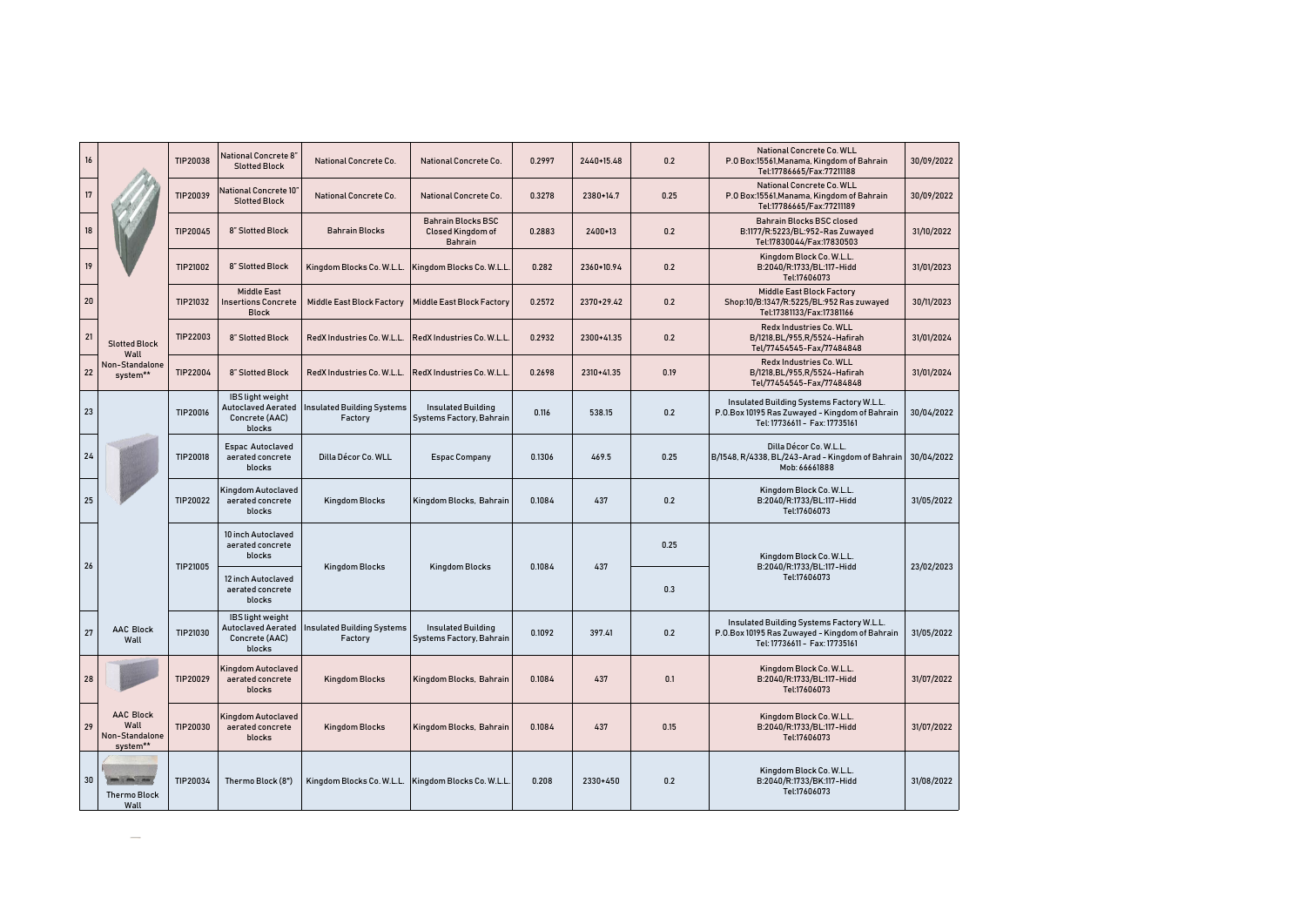| 16 | Slotted Block Wall Non-Standalone system** | TIP20038 | National Concrete 8" Slotted Block | National Concrete Co. | National Concrete Co. | 0.2997 | 2440+15.48 | 0.2 | National Concrete Co. WLL P.O Box:15561,Manama, Kingdom of Bahrain Tel:17786665/Fax:77211188 | 30/09/2022 |
|---|---|---|---|---|---|---|---|---|---|---|
| 17 | | TIP20039 | National Concrete 10" Slotted Block | National Concrete Co. | National Concrete Co. | 0.3278 | 2380+14.7 | 0.25 | National Concrete Co. WLL P.O Box:15561,Manama, Kingdom of Bahrain Tel:17786665/Fax:77211189 | 30/09/2022 |
| 18 | | TIP20045 | 8" Slotted Block | Bahrain Blocks | Bahrain Blocks BSC Closed Kingdom of Bahrain | 0.2883 | 2400+13 | 0.2 | Bahrain Blocks BSC closed B:1177/R:5223/BL:952-Ras Zuwayed Tel:17830044/Fax:17830503 | 31/10/2022 |
| 19 | | TIP21002 | 8" Slotted Block | Kingdom Blocks Co. W.L.L. | Kingdom Blocks Co. W.L.L. | 0.282 | 2360+10.94 | 0.2 | Kingdom Block Co. W.L.L. B:2040/R:1733/BL:117-Hidd Tel:17606073 | 31/01/2023 |
| 20 | | TIP21032 | Middle East Insertions Concrete Block | Middle East Block Factory | Middle East Block Factory | 0.2572 | 2370+29.42 | 0.2 | Middle East Block Factory Shop:10/B:1347/R:5225/BL:952 Ras zuwayed Tel:17381133/Fax:17381166 | 30/11/2023 |
| 21 | | TIP22003 | 8" Slotted Block | RedX Industries Co. W.L.L. | RedX Industries Co. W.L.L. | 0.2932 | 2300+41.35 | 0.2 | Redx Industries Co. WLL B/1218,BL/955,R/5524-Hafirah Tel/77454545-Fax/77484848 | 31/01/2024 |
| 22 | | TIP22004 | 8" Slotted Block | RedX Industries Co. W.L.L. | RedX Industries Co. W.L.L. | 0.2698 | 2310+41.35 | 0.19 | Redx Industries Co. WLL B/1218,BL/955,R/5524-Hafirah Tel/77454545-Fax/77484848 | 31/01/2024 |
| 23 | AAC Block Wall | TIP20016 | IBS light weight Autoclaved Aerated Concrete (AAC) blocks | Insulated Building Systems Factory | Insulated Building Systems Factory, Bahrain | 0.116 | 538.15 | 0.2 | Insulated Building Systems Factory W.L.L. P.O.Box 10195 Ras Zuwayed - Kingdom of Bahrain Tel: 17736611 - Fax: 17735161 | 30/04/2022 |
| 24 | | TIP20018 | Espac Autoclaved aerated concrete blocks | Dilla Décor Co. WLL | Espac Company | 0.1306 | 469.5 | 0.25 | Dilla Décor Co. W.L.L. B/1548, R/4338, BL/243-Arad - Kingdom of Bahrain Mob: 66661888 | 30/04/2022 |
| 25 | | TIP20022 | Kingdom Autoclaved aerated concrete blocks | Kingdom Blocks | Kingdom Blocks, Bahrain | 0.1084 | 437 | 0.2 | Kingdom Block Co. W.L.L. B:2040/R:1733/BL:117-Hidd Tel:17606073 | 31/05/2022 |
| 26 | | TIP21005 | 10 inch Autoclaved aerated concrete blocks | Kingdom Blocks | Kingdom Blocks | 0.1084 | 437 | 0.25 | Kingdom Block Co. W.L.L. B:2040/R:1733/BL:117-Hidd Tel:17606073 | 23/02/2023 |
| | | | 12 inch Autoclaved aerated concrete blocks | | | | | 0.3 | | |
| 27 | | TIP21030 | IBS light weight Autoclaved Aerated Concrete (AAC) blocks | Insulated Building Systems Factory | Insulated Building Systems Factory, Bahrain | 0.1092 | 397.41 | 0.2 | Insulated Building Systems Factory W.L.L. P.O.Box 10195 Ras Zuwayed - Kingdom of Bahrain Tel: 17736611 - Fax: 17735161 | 31/05/2022 |
| 28 | AAC Block Wall Non-Standalone system** | TIP20029 | Kingdom Autoclaved aerated concrete blocks | Kingdom Blocks | Kingdom Blocks, Bahrain | 0.1084 | 437 | 0.1 | Kingdom Block Co. W.L.L. B:2040/R:1733/BL:117-Hidd Tel:17606073 | 31/07/2022 |
| 29 | | TIP20030 | Kingdom Autoclaved aerated concrete blocks | Kingdom Blocks | Kingdom Blocks, Bahrain | 0.1084 | 437 | 0.15 | Kingdom Block Co. W.L.L. B:2040/R:1733/BL:117-Hidd Tel:17606073 | 31/07/2022 |
| 30 | Thermo Block Wall | TIP20034 | Thermo Block (8") | Kingdom Blocks Co. W.L.L. | Kingdom Blocks Co. W.L.L. | 0.208 | 2330+450 | 0.2 | Kingdom Block Co. W.L.L. B:2040/R:1733/BK:117-Hidd Tel:17606073 | 31/08/2022 |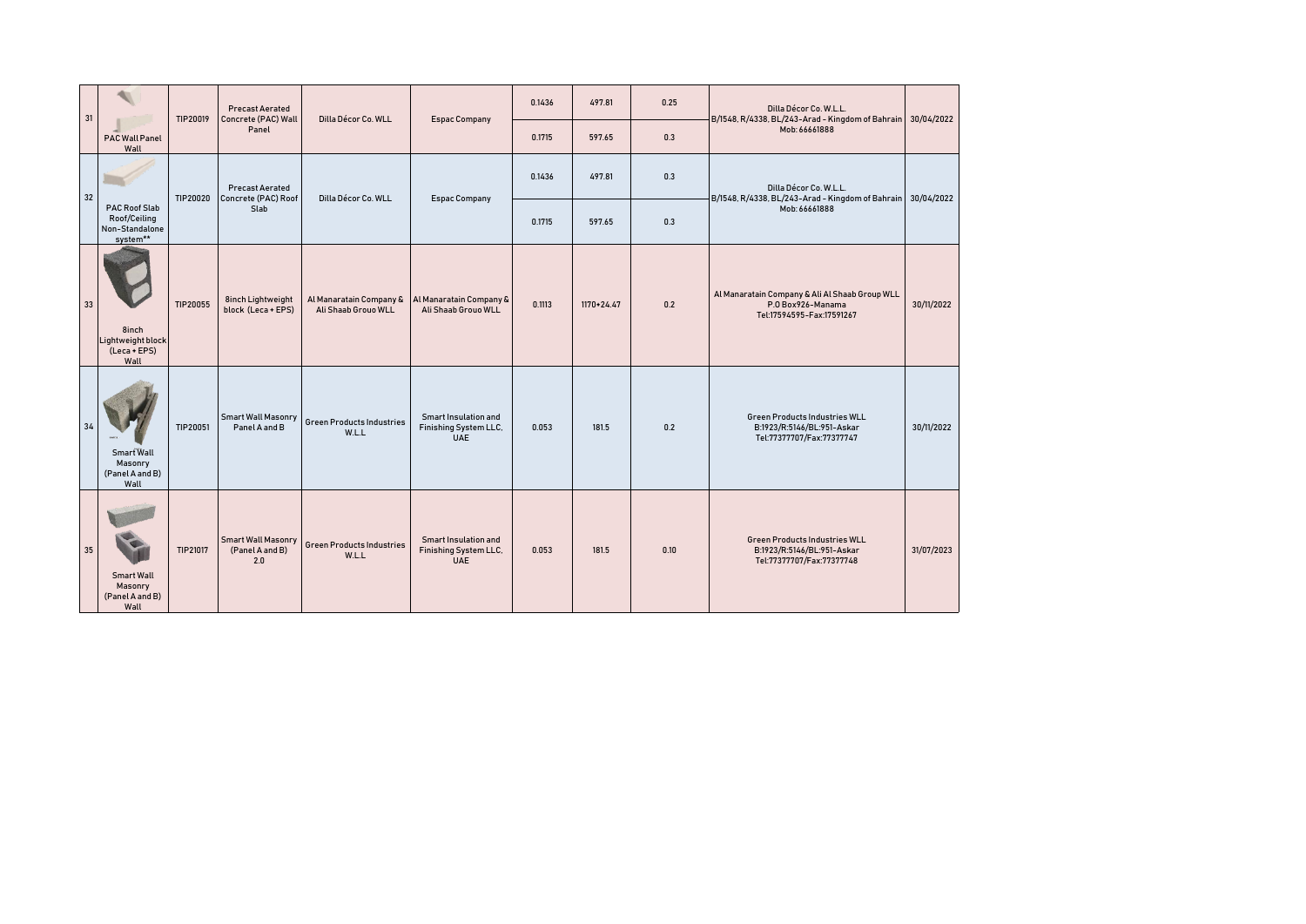| 31 | PAC Wall Panel Wall | TIP20019 | Precast Aerated Concrete (PAC) Wall Panel | Dilla Décor Co. WLL | Espac Company | 0.1436 | 497.81 | 0.25 | Dilla Décor Co. W.L.L. B/1548, R/4338, BL/243-Arad - Kingdom of Bahrain Mob: 66661888 | 30/04/2022 |
|---|---|---|---|---|---|---|---|---|---|---|
| | | | | | | 0.1715 | 597.65 | 0.3 | | |
| 32 | PAC Roof Slab Roof/Ceiling Non-Standalone system** | TIP20020 | Precast Aerated Concrete (PAC) Roof Slab | Dilla Décor Co. WLL | Espac Company | 0.1436 | 497.81 | 0.3 | Dilla Décor Co. W.L.L. B/1548, R/4338, BL/243-Arad - Kingdom of Bahrain Mob: 66661888 | 30/04/2022 |
| | | | | | | 0.1715 | 597.65 | 0.3 | | |
| 33 | 8inch Lightweight block (Leca + EPS) Wall | TIP20055 | 8inch Lightweight block (Leca + EPS) | Al Manaratain Company & Ali Shaab Grouo WLL | Al Manaratain Company & Ali Shaab Grouo WLL | 0.1113 | 1170+24.47 | 0.2 | Al Manaratain Company & Ali Al Shaab Group WLL P.O Box926-Manama Tel:17594595-Fax:17591267 | 30/11/2022 |
| 34 | Smart Wall Masonry (Panel A and B) Wall | TIP20051 | Smart Wall Masonry Panel A and B | Green Products Industries W.L.L | Smart Insulation and Finishing System LLC, UAE | 0.053 | 181.5 | 0.2 | Green Products Industries WLL B:1923/R:5146/BL:951-Askar Tel:77377707/Fax:77377747 | 30/11/2022 |
| 35 | Smart Wall Masonry (Panel A and B) Wall | TIP21017 | Smart Wall Masonry (Panel A and B) 2.0 | Green Products Industries W.L.L | Smart Insulation and Finishing System LLC, UAE | 0.053 | 181.5 | 0.10 | Green Products Industries WLL B:1923/R:5146/BL:951-Askar Tel:77377707/Fax:77377748 | 31/07/2023 |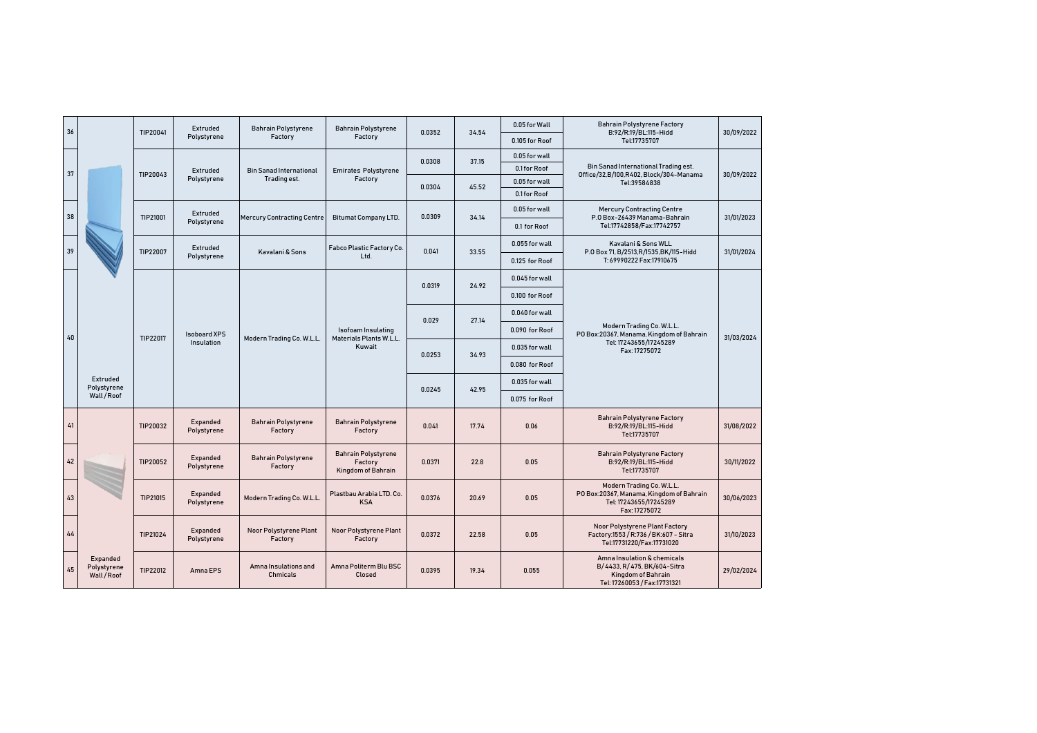| | | | | | | | | | | |
|---|---|---|---|---|---|---|---|---|---|---|
| 36 | Extruded Polystyrene Wall / Roof | TIP20041 | Extruded Polystyrene | Bahrain Polystyrene Factory | Bahrain Polystyrene Factory | 0.0352 | 34.54 | 0.05 for Wall<br>0.105 for Roof | Bahrain Polystyrene Factory B:92/R:19/BL:115-Hidd Tel:17735707 | 30/09/2022 |
| 37 | | TIP20043 | Extruded Polystyrene | Bin Sanad International Trading est. | Emirates Polystyrene Factory | 0.0308 | 37.15 | 0.05 for wall<br>0.1 for Roof | Bin Sanad International Trading est. Office/32,B/100,R402, Block/304-Manama Tel:39584838 | 30/09/2022 |
| | | | | | | 0.0304 | 45.52 | 0.05 for wall<br>0.1 for Roof | | |
| 38 | | TIP21001 | Extruded Polystyrene | Mercury Contracting Centre | Bitumat Company LTD. | 0.0309 | 34.14 | 0.05 for wall<br>0.1 for Roof | Mercury Contracting Centre P.O Box-26439 Manama-Bahrain Tel:17742858/Fax:17742757 | 31/01/2023 |
| 39 | | TIP22007 | Extruded Polystyrene | Kavalani & Sons | Fabco Plastic Factory Co. Ltd. | 0.041 | 33.55 | 0.055 for wall<br>0.125 for Roof | Kavalani & Sons WLL P.O Box 71, B/2513,R/1535,BK/115-Hidd T: 69990222 Fax:17910675 | 31/01/2024 |
| 40 | | TIP22017 | Isoboard XPS Insulation | Modern Trading Co. W.L.L. | Isofoam Insulating Materials Plants W.L.L. Kuwait | 0.0319 | 24.92 | 0.045 for wall<br>0.100 for Roof | Modern Trading Co. W.L.L. PO Box:20367, Manama, Kingdom of Bahrain Tel: 17243655/17245289 Fax: 17275072 | 31/03/2024 |
| | | | | | | 0.029 | 27.14 | 0.040 for wall<br>0.090 for Roof | | |
| | | | | | | 0.0253 | 34.93 | 0.035 for wall<br>0.080 for Roof | | |
| | | | | | | 0.0245 | 42.95 | 0.035 for wall<br>0.075 for Roof | | |
| 41 | Expanded Polystyrene Wall / Roof | TIP20032 | Expanded Polystyrene | Bahrain Polystyrene Factory | Bahrain Polystyrene Factory | 0.041 | 17.74 | 0.06 | Bahrain Polystyrene Factory B:92/R:19/BL:115-Hidd Tel:17735707 | 31/08/2022 |
| 42 | | TIP20052 | Expanded Polystyrene | Bahrain Polystyrene Factory | Bahrain Polystyrene Factory Kingdom of Bahrain | 0.0371 | 22.8 | 0.05 | Bahrain Polystyrene Factory B:92/R:19/BL:115-Hidd Tel:17735707 | 30/11/2022 |
| 43 | | TIP21015 | Expanded Polystyrene | Modern Trading Co. W.L.L. | Plastbau Arabia LTD. Co. KSA | 0.0376 | 20.69 | 0.05 | Modern Trading Co. W.L.L. PO Box:20367, Manama, Kingdom of Bahrain Tel: 17243655/17245289 Fax: 17275072 | 30/06/2023 |
| 44 | | TIP21024 | Expanded Polystyrene | Noor Polystyrene Plant Factory | Noor Polystyrene Plant Factory | 0.0372 | 22.58 | 0.05 | Noor Polystyrene Plant Factory Factory:1553 / R:736 / BK:607 - Sitra Tel:17731220/Fax:17731020 | 31/10/2023 |
| 45 | | TIP22012 | Amna EPS | Amna Insulations and Chmicals | Amna Politerm Blu BSC Closed | 0.0395 | 19.34 | 0.055 | Amna Insulation & chemicals B/ 4433, R/ 475, BK/604-Sitra Kingdom of Bahrain Tel: 17260053 / Fax:17731321 | 29/02/2024 |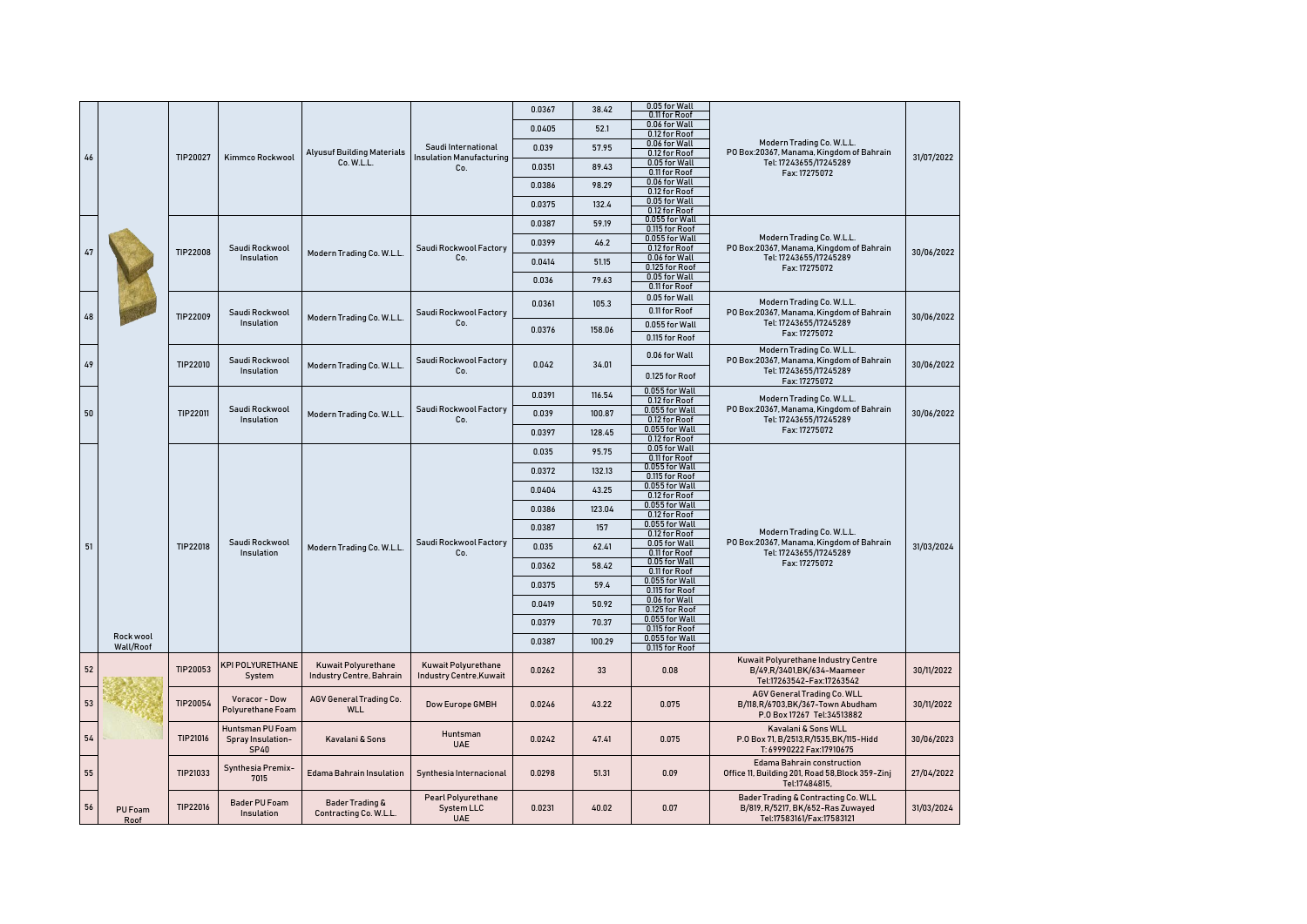| 46 | | TIP20027 | Kimmco Rockwool | Alyusuf Building Materials Co. W.L.L. | Saudi International Insulation Manufacturing Co. | 0.0367 | 38.42 | 0.05 for Wall 0.11 for Roof | Modern Trading Co. W.L.L. PO Box:20367, Manama, Kingdom of Bahrain Tel: 17243655/17245289 Fax: 17275072 | 31/07/2022 |
|---|---|---|---|---|---|---|---|---|---|---|
| | | | | | | 0.0405 | 52.1 | 0.06 for Wall 0.12 for Roof | | |
| | | | | | | 0.039 | 57.95 | 0.06 for Wall 0.12 for Roof | | |
| | | | | | | 0.0351 | 89.43 | 0.05 for Wall 0.11 for Roof | | |
| | | | | | | 0.0386 | 98.29 | 0.06 for Wall 0.12 for Roof | | |
| | | | | | | 0.0375 | 132.4 | 0.05 for Wall 0.12 for Roof | | |
| 47 | | TIP22008 | Saudi Rockwool Insulation | Modern Trading Co. W.L.L. | Saudi Rockwool Factory Co. | 0.0387 | 59.19 | 0.055 for Wall 0.115 for Roof | Modern Trading Co. W.L.L. PO Box:20367, Manama, Kingdom of Bahrain Tel: 17243655/17245289 Fax: 17275072 | 30/06/2022 |
| | | | | | | 0.0399 | 46.2 | 0.055 for Wall 0.12 for Roof | | |
| | | | | | | 0.0414 | 51.15 | 0.06 for Wall 0.125 for Roof | | |
| | | | | | | 0.036 | 79.63 | 0.05 for Wall 0.11 for Roof | | |
| 48 | | TIP22009 | Saudi Rockwool Insulation | Modern Trading Co. W.L.L. | Saudi Rockwool Factory Co. | 0.0361 | 105.3 | 0.05 for Wall 0.11 for Roof | Modern Trading Co. W.L.L. PO Box:20367, Manama, Kingdom of Bahrain Tel: 17243655/17245289 Fax: 17275072 | 30/06/2022 |
| | | | | | | 0.0376 | 158.06 | 0.055 for Wall 0.115 for Roof | | |
| 49 | | TIP22010 | Saudi Rockwool Insulation | Modern Trading Co. W.L.L. | Saudi Rockwool Factory Co. | 0.042 | 34.01 | 0.06 for Wall 0.125 for Roof | Modern Trading Co. W.L.L. PO Box:20367, Manama, Kingdom of Bahrain Tel: 17243655/17245289 Fax: 17275072 | 30/06/2022 |
| 50 | | TIP22011 | Saudi Rockwool Insulation | Modern Trading Co. W.L.L. | Saudi Rockwool Factory Co. | 0.0391 | 116.54 | 0.055 for Wall 0.12 for Roof | Modern Trading Co. W.L.L. PO Box:20367, Manama, Kingdom of Bahrain Tel: 17243655/17245289 Fax: 17275072 | 30/06/2022 |
| | | | | | | 0.039 | 100.87 | 0.055 for Wall 0.12 for Roof | | |
| | | | | | | 0.0397 | 128.45 | 0.055 for Wall 0.12 for Roof | | |
| 51 | Rock wool Wall/Roof | TIP22018 | Saudi Rockwool Insulation | Modern Trading Co. W.L.L. | Saudi Rockwool Factory Co. | 0.035 | 95.75 | 0.05 for Wall 0.11 for Roof | Modern Trading Co. W.L.L. PO Box:20367, Manama, Kingdom of Bahrain Tel: 17243655/17245289 Fax: 17275072 | 31/03/2024 |
| | | | | | | 0.0372 | 132.13 | 0.055 for Wall 0.115 for Roof | | |
| | | | | | | 0.0404 | 43.25 | 0.055 for Wall 0.12 for Roof | | |
| | | | | | | 0.0386 | 123.04 | 0.055 for Wall 0.12 for Roof | | |
| | | | | | | 0.0387 | 157 | 0.055 for Wall 0.12 for Roof | | |
| | | | | | | 0.035 | 62.41 | 0.05 for Wall 0.11 for Roof | | |
| | | | | | | 0.0362 | 58.42 | 0.05 for Wall 0.11 for Roof | | |
| | | | | | | 0.0375 | 59.4 | 0.055 for Wall 0.115 for Roof | | |
| | | | | | | 0.0419 | 50.92 | 0.06 for Wall 0.125 for Roof | | |
| | | | | | | 0.0379 | 70.37 | 0.055 for Wall 0.115 for Roof | | |
| | | | | | | 0.0387 | 100.29 | 0.055 for Wall 0.115 for Roof | | |
| 52 | PU Foam Roof | TIP20053 | KPI POLYURETHANE System | Kuwait Polyurethane Industry Centre, Bahrain | Kuwait Polyurethane Industry Centre,Kuwait | 0.0262 | 33 | 0.08 | Kuwait Polyurethane Industry Centre B/49,R/3401,BK/634-Maameer Tel:17263542-Fax:17263542 | 30/11/2022 |
| 53 | | TIP20054 | Voracor - Dow Polyurethane Foam | AGV General Trading Co. WLL | Dow Europe GMBH | 0.0246 | 43.22 | 0.075 | AGV General Trading Co. WLL B/118,R/6703,BK/367-Town Abudham P.O Box 17267 Tel:34513882 | 30/11/2022 |
| 54 | | TIP21016 | Huntsman PU Foam Spray Insulation-SP40 | Kavalani & Sons | Huntsman UAE | 0.0242 | 47.41 | 0.075 | Kavalani & Sons WLL P.O Box 71, B/2513,R/1535,BK/115-Hidd T: 69990222 Fax:17910675 | 30/06/2023 |
| 55 | | TIP21033 | Synthesia Premix-7015 | Edama Bahrain Insulation | Synthesia Internacional | 0.0298 | 51.31 | 0.09 | Edama Bahrain construction Office 11, Building 201, Road 58,Block 359-Zinj Tel:17484815, | 27/04/2022 |
| 56 | | TIP22016 | Bader PU Foam Insulation | Bader Trading & Contracting Co. W.L.L. | Pearl Polyurethane System LLC UAE | 0.0231 | 40.02 | 0.07 | Bader Trading & Contracting Co. WLL B/819, R/5217, BK/652-Ras Zuwayed Tel:17583161/Fax:17583121 | 31/03/2024 |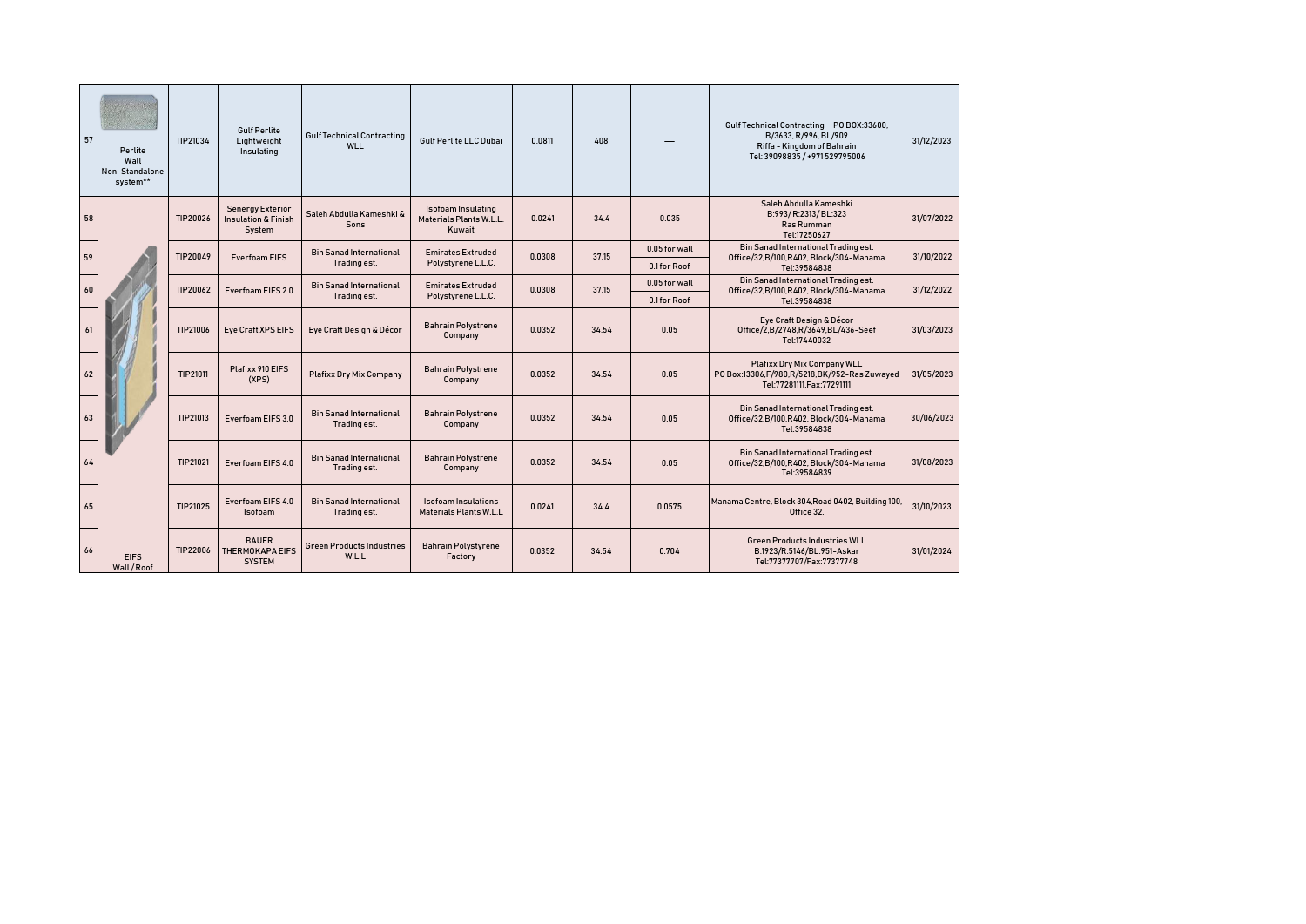| 57 | Perlite Wall Non-Standalone system** | TIP21034 | Gulf Perlite Lightweight Insulating | Gulf Technical Contracting WLL | Gulf Perlite LLC Dubai | 0.0811 | 408 | — | Gulf Technical Contracting PO BOX:33600, B/3633, R/996, BL/909 Riffa - Kingdom of Bahrain Tel: 39098835 / +971 529795006 | 31/12/2023 |
|---|---|---|---|---|---|---|---|---|---|---|
| 58 | EIFS Wall / Roof | TIP20026 | Senergy Exterior Insulation & Finish System | Saleh Abdulla Kameshki & Sons | Isofoam Insulating Materials Plants W.L.L. Kuwait | 0.0241 | 34.4 | 0.035 | Saleh Abdulla Kameshki B:993/ R:2313/ BL:323 Ras Rumman Tel:17250627 | 31/07/2022 |
| 59 | | TIP20049 | Everfoam EIFS | Bin Sanad International Trading est. | Emirates Extruded Polystyrene L.L.C. | 0.0308 | 37.15 | 0.05 for wall<br>0.1 for Roof | Bin Sanad International Trading est. Office/32,B/100,R402, Block/304-Manama Tel:39584838 | 31/10/2022 |
| 60 | | TIP20062 | Everfoam EIFS 2.0 | Bin Sanad International Trading est. | Emirates Extruded Polystyrene L.L.C. | 0.0308 | 37.15 | 0.05 for wall<br>0.1 for Roof | Bin Sanad International Trading est. Office/32,B/100,R402, Block/304-Manama Tel:39584838 | 31/12/2022 |
| 61 | | TIP21006 | Eye Craft XPS EIFS | Eye Craft Design & Décor | Bahrain Polystrene Company | 0.0352 | 34.54 | 0.05 | Eye Craft Design & Décor Office/2,B/2748,R/3649,BL/436-Seef Tel:17440032 | 31/03/2023 |
| 62 | | TIP21011 | Plafixx 910 EIFS (XPS) | Plafixx Dry Mix Company | Bahrain Polystrene Company | 0.0352 | 34.54 | 0.05 | Plafixx Dry Mix Company WLL PO Box:13306,F/980,R/5218,BK/952-Ras Zuwayed Tel:77281111,Fax:77291111 | 31/05/2023 |
| 63 | | TIP21013 | Everfoam EIFS 3.0 | Bin Sanad International Trading est. | Bahrain Polystrene Company | 0.0352 | 34.54 | 0.05 | Bin Sanad International Trading est. Office/32,B/100,R402, Block/304-Manama Tel:39584838 | 30/06/2023 |
| 64 | | TIP21021 | Everfoam EIFS 4.0 | Bin Sanad International Trading est. | Bahrain Polystrene Company | 0.0352 | 34.54 | 0.05 | Bin Sanad International Trading est. Office/32,B/100,R402, Block/304-Manama Tel:39584839 | 31/08/2023 |
| 65 | | TIP21025 | Everfoam EIFS 4.0 Isofoam | Bin Sanad International Trading est. | Isofoam Insulations Materials Plants W.L.L | 0.0241 | 34.4 | 0.0575 | Manama Centre, Block 304,Road 0402, Building 100, Office 32. | 31/10/2023 |
| 66 | | TIP22006 | BAUER THERMOKAPA EIFS SYSTEM | Green Products Industries W.L.L | Bahrain Polystyrene Factory | 0.0352 | 34.54 | 0.704 | Green Products Industries WLL B:1923/R:5146/BL:951-Askar Tel:77377707/Fax:77377748 | 31/01/2024 |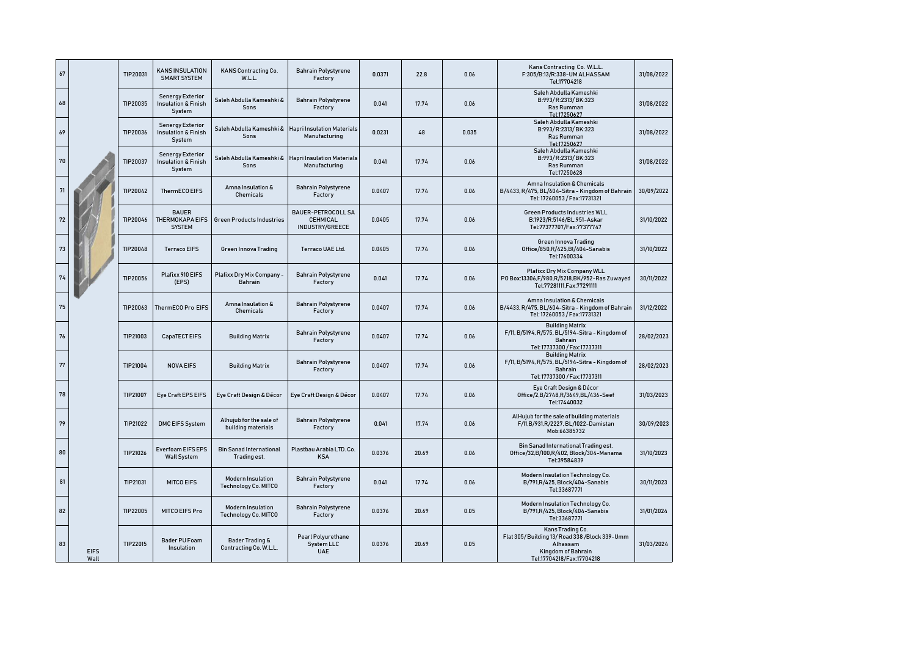| | | | | | | | | | | |
|---|---|---|---|---|---|---|---|---|---|---|
| 67 | | TIP20031 | KANS INSULATION SMART SYSTEM | KANS Contracting Co. W.L.L. | Bahrain Polystyrene Factory | 0.0371 | 22.8 | 0.06 | Kans Contracting Co. W.L.L. F:305/B:13/R:338-UM ALHASSAM Tel:17704218 | 31/08/2022 |
| 68 | | TIP20035 | Senergy Exterior Insulation & Finish System | Saleh Abdulla Kameshki & Sons | Bahrain Polystyrene Factory | 0.041 | 17.74 | 0.06 | Saleh Abdulla Kameshki B:993/ R:2313/ BK:323 Ras Rumman Tel:17250627 | 31/08/2022 |
| 69 | | TIP20036 | Senergy Exterior Insulation & Finish System | Saleh Abdulla Kameshki & Sons | Hapri Insulation Materials Manufacturing | 0.0231 | 48 | 0.035 | Saleh Abdulla Kameshki B:993/ R:2313/ BK:323 Ras Rumman Tel:17250627 | 31/08/2022 |
| 70 | | TIP20037 | Senergy Exterior Insulation & Finish System | Saleh Abdulla Kameshki & Sons | Hapri Insulation Materials Manufacturing | 0.041 | 17.74 | 0.06 | Saleh Abdulla Kameshki B:993/ R:2313/ BK:323 Ras Rumman Tel:17250628 | 31/08/2022 |
| 71 | | TIP20042 | ThermECO EIFS | Amna Insulation & Chemicals | Bahrain Polystyrene Factory | 0.0407 | 17.74 | 0.06 | Amna Insulation & Chemicals B/4433, R/475, BL/604-Sitra - Kingdom of Bahrain Tel: 17260053 / Fax:17731321 | 30/09/2022 |
| 72 | | TIP20046 | BAUER THERMOKAPA EIFS SYSTEM | Green Products Industries | BAUER-PETROCOLL SA CEHMICAL INDUSTRY/GREECE | 0.0405 | 17.74 | 0.06 | Green Products Industries WLL B:1923/R:5146/BL:951-Askar Tel:77377707/Fax:77377747 | 31/10/2022 |
| 73 | | TIP20048 | Terraco EIFS | Green Innova Trading | Terraco UAE Ltd. | 0.0405 | 17.74 | 0.06 | Green Innova Trading Office/850,R/425,Bl/404-Sanabis Tel:17600334 | 31/10/2022 |
| 74 | | TIP20056 | Plafixx 910 EIFS (EPS) | Plafixx Dry Mix Company - Bahrain | Bahrain Polystyrene Factory | 0.041 | 17.74 | 0.06 | Plafixx Dry Mix Company WLL PO Box:13306,F/980,R/5218,BK/952-Ras Zuwayed Tel:77281111,Fax:77291111 | 30/11/2022 |
| 75 | | TIP20063 | ThermECO Pro EIFS | Amna Insulation & Chemicals | Bahrain Polystyrene Factory | 0.0407 | 17.74 | 0.06 | Amna Insulation & Chemicals B/4433, R/475, BL/604-Sitra - Kingdom of Bahrain Tel: 17260053 / Fax:17731321 | 31/12/2022 |
| 76 | | TIP21003 | CapaTECT EIFS | Building Matrix | Bahrain Polystyrene Factory | 0.0407 | 17.74 | 0.06 | Building Matrix F/11, B/5194, R/575, BL/5194-Sitra - Kingdom of Bahrain Tel: 17737300 / Fax:17737311 | 28/02/2023 |
| 77 | | TIP21004 | NOVA EIFS | Building Matrix | Bahrain Polystyrene Factory | 0.0407 | 17.74 | 0.06 | Building Matrix F/11, B/5194, R/575, BL/5194-Sitra - Kingdom of Bahrain Tel: 17737300 / Fax:17737311 | 28/02/2023 |
| 78 | | TIP21007 | Eye Craft EPS EIFS | Eye Craft Design & Décor | Eye Craft Design & Décor | 0.0407 | 17.74 | 0.06 | Eye Craft Design & Décor Office/2,B/2748,R/3649,BL/436-Seef Tel:17440032 | 31/03/2023 |
| 79 | | TIP21022 | DMC EIFS System | Alhujub for the sale of building materials | Bahrain Polystyrene Factory | 0.041 | 17.74 | 0.06 | AlHujub for the sale of building materials F/11,B/931,R/2227, BL/1022-Damistan Mob:66385732 | 30/09/2023 |
| 80 | | TIP21026 | Everfoam EIFS EPS Wall System | Bin Sanad International Trading est. | Plastbau Arabia LTD. Co. KSA | 0.0376 | 20.69 | 0.06 | Bin Sanad International Trading est. Office/32,B/100,R/402, Block/304-Manama Tel:39584839 | 31/10/2023 |
| 81 | | TIP21031 | MITCO EIFS | Modern Insulation Technology Co. MITCO | Bahrain Polystyrene Factory | 0.041 | 17.74 | 0.06 | Modern Insulation Technology Co. B/791,R/425, Block/404-Sanabis Tel:33687771 | 30/11/2023 |
| 82 | | TIP22005 | MITCO EIFS Pro | Modern Insulation Technology Co. MITCO | Bahrain Polystyrene Factory | 0.0376 | 20.69 | 0.05 | Modern Insulation Technology Co. B/791,R/425, Block/404-Sanabis Tel:33687771 | 31/01/2024 |
| 83 | EIFS Wall | TIP22015 | Bader PU Foam Insulation | Bader Trading & Contracting Co. W.L.L. | Pearl Polyurethane System LLC UAE | 0.0376 | 20.69 | 0.05 | Kans Trading Co. Flat 305/ Building 13/ Road 338 /Block 339-Umm Alhassam Kingdom of Bahrain Tel:17704218/Fax:17704218 | 31/03/2024 |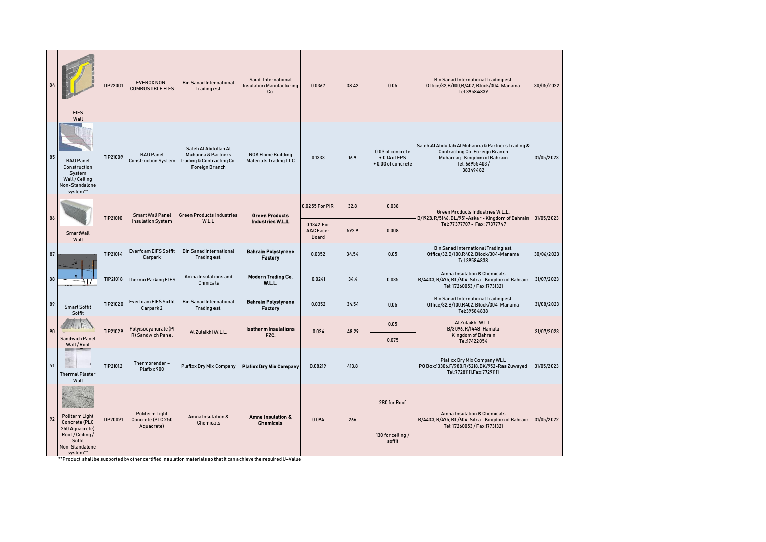| | | | | | | | | | | |
|---|---|---|---|---|---|---|---|---|---|---|
| 84 | EIFS Wall | TIP22001 | EVEROX NON-COMBUSTIBLE EIFS | Bin Sanad International Trading est. | Saudi International Insulation Manufacturing Co. | 0.0367 | 38.42 | 0.05 | Bin Sanad International Trading est. Office/32,B/100,R/402, Block/304-Manama Tel:39584839 | 30/05/2022 |
| 85 | BAU Panel Construction System Wall / Ceiling Non-Standalone system** | TIP21009 | BAU Panel Construction System | Saleh Al Abdullah Al Muhanna & Partners Trading & Contracting Co-Foreign Branch | NOK Home Building Materials Trading LLC | 0.1333 | 16.9 | 0.03 of concrete + 0.14 of EPS + 0.03 of concrete | Saleh Al Abdullah Al Muhanna & Partners Trading & Contracting Co-Foreign Branch Muharraq- Kingdom of Bahrain Tel: 66955403 / 38349482 | 31/05/2023 |
| 86 | SmartWall Wall | TIP21010 | Smart Wall Panel Insulation System | Green Products Industries W.L.L | **Green Products Industries W.L.L** | 0.0255 For PIR | 32.8 | 0.038 | Green Products Industries W.L.L. B/1923, R/5146, BL/951-Askar - Kingdom of Bahrain Tel: 77377707 - Fax: 77377747 | 31/05/2023 |
| | | | | | | 0.1342 For AAC Facer Board | 592.9 | 0.008 | | |
| 87 | | TIP21014 | Everfoam EIFS Soffit Carpark | Bin Sanad International Trading est. | **Bahrain Polystyrene Factory** | 0.0352 | 34.54 | 0.05 | Bin Sanad International Trading est. Office/32,B/100,R402, Block/304-Manama Tel:39584838 | 30/06/2023 |
| 88 | | TIP21018 | Thermo Parking EIFS | Amna Insulations and Chmicals | **Modern Trading Co. W.L.L.** | 0.0241 | 34.4 | 0.035 | Amna Insulation & Chemicals B/4433, R/475, BL/604-Sitra - Kingdom of Bahrain Tel: 17260053 / Fax:17731321 | 31/07/2023 |
| 89 | Smart Soffit Soffit | TIP21020 | Everfoam EIFS Soffit Carpark 2 | Bin Sanad International Trading est. | **Bahrain Polystyrene Factory** | 0.0352 | 34.54 | 0.05 | Bin Sanad International Trading est. Office/32,B/100,R402, Block/304-Manama Tel:39584838 | 31/08/2023 |
| 90 | Sandwich Panel Wall / Roof | TIP21029 | Polyisocyanurate(PIR) Sandwich Panel | Al Zulaikhi W.L.L. | **Isotherm Insulations FZC.** | 0.024 | 48.29 | 0.05 | Al Zulaikhi W.L.L. B/3096, R/1448-Hamala Kingdom of Bahrain Tel:17422054 | 31/07/2023 |
| | | | | | | | | 0.075 | | |
| 91 | Thermal Plaster Wall | TIP21012 | Thermorender - Plafixx 900 | Plafixx Dry Mix Company | **Plafixx Dry Mix Company** | 0.08219 | 413.8 | | Plafixx Dry Mix Company WLL PO Box:13306,F/980,R/5218,BK/952-Ras Zuwayed Tel:77281111,Fax:77291111 | 31/05/2023 |
| 92 | Politerm Light Concrete (PLC 250 Aquacrete) Roof / Ceiling / Soffit Non-Standalone system** | TIP20021 | Politerm Light Concrete (PLC 250 Aquacrete) | Amna Insulation & Chemicals | **Amna Insulation & Chemicals** | 0.094 | 266 | 280 for Roof | Amna Insulation & Chemicals B/4433, R/475, BL/604-Sitra - Kingdom of Bahrain Tel: 17260053 / Fax:17731321 | 31/05/2022 |
| | | | | | | | | 130 for ceiling / soffit | | |

**Product shall be supported by other certified insulation materials so that it can achieve the required U-Value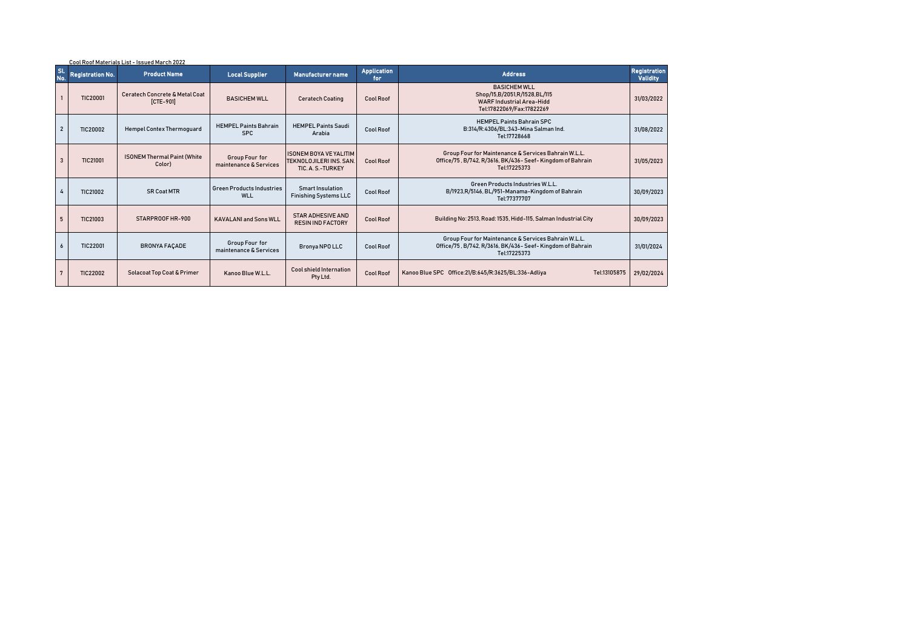Cool Roof Materials List - Issued March 2022

| Sl. No. | Registration No. | Product Name | Local Supplier | Manufacturer name | Application for | Address | Registration Validity |
|---|---|---|---|---|---|---|---|
| 1 | TIC20001 | Ceratech Concrete & Metal Coat [CTE-901] | BASICHEM WLL | Ceratech Coating | Cool Roof | BASICHEM WLL Shop/15,B/2051,R/1528,BL/115 WARF Industrial Area-Hidd Tel:17822069/Fax:17822269 | 31/03/2022 |
| 2 | TIC20002 | Hempel Contex Thermoguard | HEMPEL Paints Bahrain SPC | HEMPEL Paints Saudi Arabia | Cool Roof | HEMPEL Paints Bahrain SPC B:314/R:4306/BL:343-Mina Salman Ind. Tel:17728668 | 31/08/2022 |
| 3 | TIC21001 | ISONEM Thermal Paint (White Color) | Group Four for maintenance & Services | ISONEM BOYA VE YALITIM TEKNOLOJILERI INS. SAN. TIC. A. S.-TURKEY | Cool Roof | Group Four for Maintenance & Services Bahrain W.L.L. Office/75 , B/742, R/3616, BK/436- Seef- Kingdom of Bahrain Tel:17225373 | 31/05/2023 |
| 4 | TIC21002 | SR Coat MTR | Green Products Industries WLL | Smart Insulation Finishing Systems LLC | Cool Roof | Green Products Industries W.L.L. B/1923,R/5146, BL/951-Manama-Kingdom of Bahrain Tel:77377707 | 30/09/2023 |
| 5 | TIC21003 | STARPROOF HR-900 | KAVALANI and Sons WLL | STAR ADHESIVE AND RESIN IND FACTORY | Cool Roof | Building No: 2513, Road: 1535, Hidd-115, Salman Industrial City | 30/09/2023 |
| 6 | TIC22001 | BRONYA FAÇADE | Group Four for maintenance & Services | Bronya NPO LLC | Cool Roof | Group Four for Maintenance & Services Bahrain W.L.L. Office/75 , B/742, R/3616, BK/436- Seef- Kingdom of Bahrain Tel:17225373 | 31/01/2024 |
| 7 | TIC22002 | Solacoat Top Coat & Primer | Kanoo Blue W.L.L. | Cool shield Internation Pty Ltd. | Cool Roof | Kanoo Blue SPC Office:21/B:645/R:3625/BL:336-Adliya Tel:13105875 | 29/02/2024 |